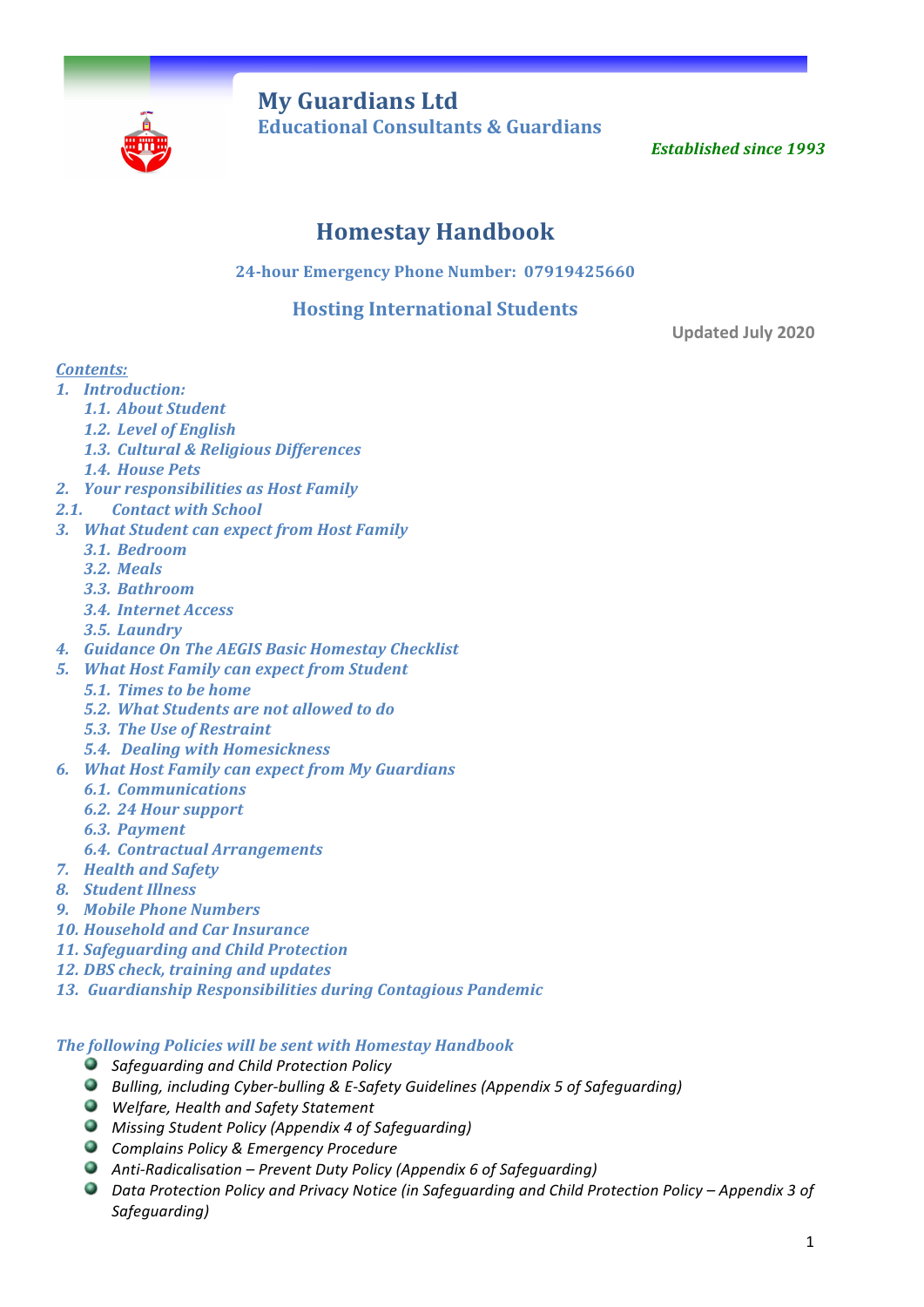# My Guardians Ltd

**Educational Consultants & Guardians**

*Established since 1993*

# Homestay Handbook

**24-hour Emergency Phone Number: 07919425660**

## Hosting International Students

Updated July 2020

*Contents:*

1. *Introduction:*
   - 1.1. *About Student*
   - 1.2. *Level of English*
   - 1.3. *Cultural & Religious Differences*
   - 1.4. *House Pets*
2. *Your responsibilities as Host Family*
   - 2.1. *Contact with School*
3. *What Student can expect from Host Family*
   - 3.1. *Bedroom*
   - 3.2. *Meals*
   - 3.3. *Bathroom*
   - 3.4. *Internet Access*
   - 3.5. *Laundry*
4. *Guidance On The AEGIS Basic Homestay Checklist*
5. *What Host Family can expect from Student*
   - 5.1. *Times to be home*
   - 5.2. *What Students are not allowed to do*
   - 5.3. *The Use of Restraint*
   - 5.4. *Dealing with Homesickness*
6. *What Host Family can expect from My Guardians*
   - 6.1. *Communications*
   - 6.2. *24 Hour support*
   - 6.3. *Payment*
   - 6.4. *Contractual Arrangements*
7. *Health and Safety*
8. *Student Illness*
9. *Mobile Phone Numbers*
10. *Household and Car Insurance*
11. *Safeguarding and Child Protection*
12. *DBS check, training and updates*
13. *Guardianship Responsibilities during Contagious Pandemic*

*The following Policies will be sent with Homestay Handbook*

- *Safeguarding and Child Protection Policy*
- *Bulling, including Cyber-bulling & E-Safety Guidelines (Appendix 5 of Safeguarding)*
- *Welfare, Health and Safety Statement*
- *Missing Student Policy (Appendix 4 of Safeguarding)*
- *Complains Policy & Emergency Procedure*
- *Anti-Radicalisation – Prevent Duty Policy (Appendix 6 of Safeguarding)*
- *Data Protection Policy and Privacy Notice (in Safeguarding and Child Protection Policy – Appendix 3 of Safeguarding)*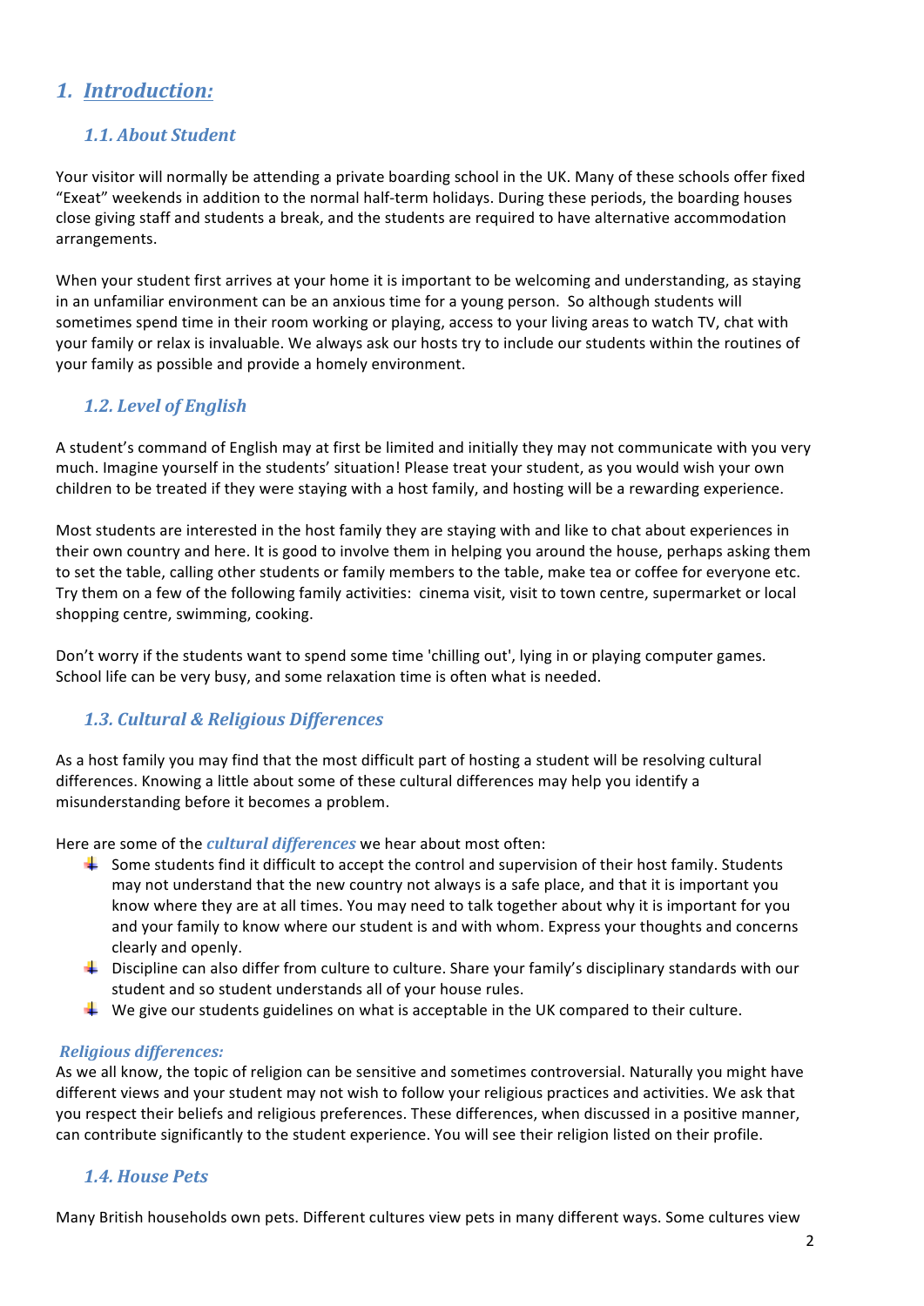# 1. *Introduction:*

## *1.1. About Student*

Your visitor will normally be attending a private boarding school in the UK. Many of these schools offer fixed "Exeat" weekends in addition to the normal half-term holidays. During these periods, the boarding houses close giving staff and students a break, and the students are required to have alternative accommodation arrangements.

When your student first arrives at your home it is important to be welcoming and understanding, as staying in an unfamiliar environment can be an anxious time for a young person. So although students will sometimes spend time in their room working or playing, access to your living areas to watch TV, chat with your family or relax is invaluable. We always ask our hosts try to include our students within the routines of your family as possible and provide a homely environment.

## *1.2. Level of English*

A student's command of English may at first be limited and initially they may not communicate with you very much. Imagine yourself in the students' situation! Please treat your student, as you would wish your own children to be treated if they were staying with a host family, and hosting will be a rewarding experience.

Most students are interested in the host family they are staying with and like to chat about experiences in their own country and here. It is good to involve them in helping you around the house, perhaps asking them to set the table, calling other students or family members to the table, make tea or coffee for everyone etc. Try them on a few of the following family activities: cinema visit, visit to town centre, supermarket or local shopping centre, swimming, cooking.

Don't worry if the students want to spend some time 'chilling out', lying in or playing computer games. School life can be very busy, and some relaxation time is often what is needed.

## *1.3. Cultural & Religious Differences*

As a host family you may find that the most difficult part of hosting a student will be resolving cultural differences. Knowing a little about some of these cultural differences may help you identify a misunderstanding before it becomes a problem.

Here are some of the ***cultural differences*** we hear about most often:

- Some students find it difficult to accept the control and supervision of their host family. Students may not understand that the new country not always is a safe place, and that it is important you know where they are at all times. You may need to talk together about why it is important for you and your family to know where our student is and with whom. Express your thoughts and concerns clearly and openly.
- Discipline can also differ from culture to culture. Share your family's disciplinary standards with our student and so student understands all of your house rules.
- We give our students guidelines on what is acceptable in the UK compared to their culture.

***Religious differences:***

As we all know, the topic of religion can be sensitive and sometimes controversial. Naturally you might have different views and your student may not wish to follow your religious practices and activities. We ask that you respect their beliefs and religious preferences. These differences, when discussed in a positive manner, can contribute significantly to the student experience. You will see their religion listed on their profile.

## *1.4. House Pets*

Many British households own pets. Different cultures view pets in many different ways. Some cultures view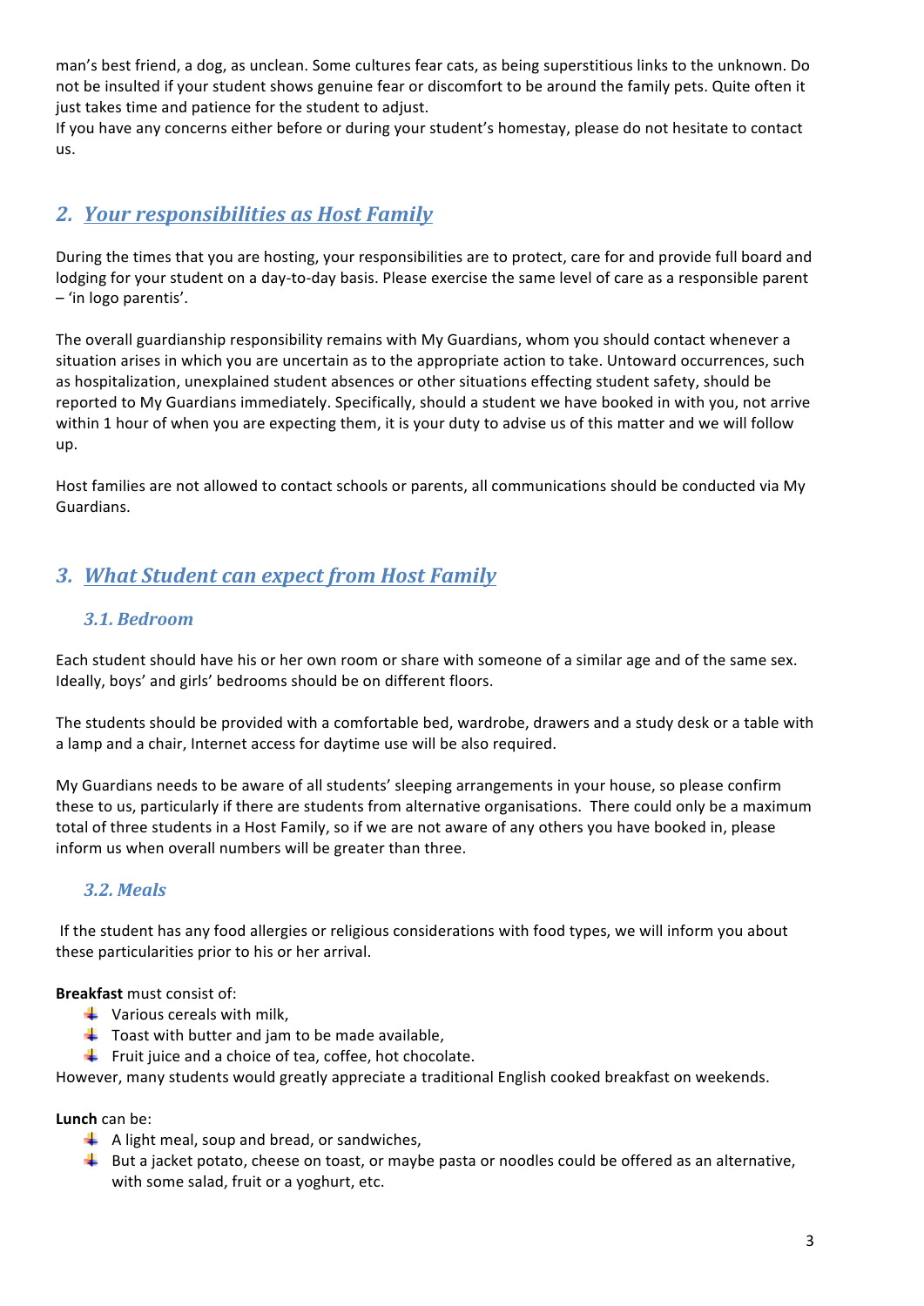man's best friend, a dog, as unclean. Some cultures fear cats, as being superstitious links to the unknown. Do not be insulted if your student shows genuine fear or discomfort to be around the family pets. Quite often it just takes time and patience for the student to adjust.
If you have any concerns either before or during your student's homestay, please do not hesitate to contact us.

## 2. *Your responsibilities as Host Family*

During the times that you are hosting, your responsibilities are to protect, care for and provide full board and lodging for your student on a day-to-day basis. Please exercise the same level of care as a responsible parent – 'in logo parentis'.

The overall guardianship responsibility remains with My Guardians, whom you should contact whenever a situation arises in which you are uncertain as to the appropriate action to take. Untoward occurrences, such as hospitalization, unexplained student absences or other situations effecting student safety, should be reported to My Guardians immediately. Specifically, should a student we have booked in with you, not arrive within 1 hour of when you are expecting them, it is your duty to advise us of this matter and we will follow up.

Host families are not allowed to contact schools or parents, all communications should be conducted via My Guardians.

## 3. *What Student can expect from Host Family*

### *3.1. Bedroom*

Each student should have his or her own room or share with someone of a similar age and of the same sex. Ideally, boys' and girls' bedrooms should be on different floors.

The students should be provided with a comfortable bed, wardrobe, drawers and a study desk or a table with a lamp and a chair, Internet access for daytime use will be also required.

My Guardians needs to be aware of all students' sleeping arrangements in your house, so please confirm these to us, particularly if there are students from alternative organisations. There could only be a maximum total of three students in a Host Family, so if we are not aware of any others you have booked in, please inform us when overall numbers will be greater than three.

### *3.2. Meals*

If the student has any food allergies or religious considerations with food types, we will inform you about these particularities prior to his or her arrival.

**Breakfast** must consist of:

- Various cereals with milk,
- Toast with butter and jam to be made available,
- Fruit juice and a choice of tea, coffee, hot chocolate.

However, many students would greatly appreciate a traditional English cooked breakfast on weekends.

**Lunch** can be:

- A light meal, soup and bread, or sandwiches,
- But a jacket potato, cheese on toast, or maybe pasta or noodles could be offered as an alternative, with some salad, fruit or a yoghurt, etc.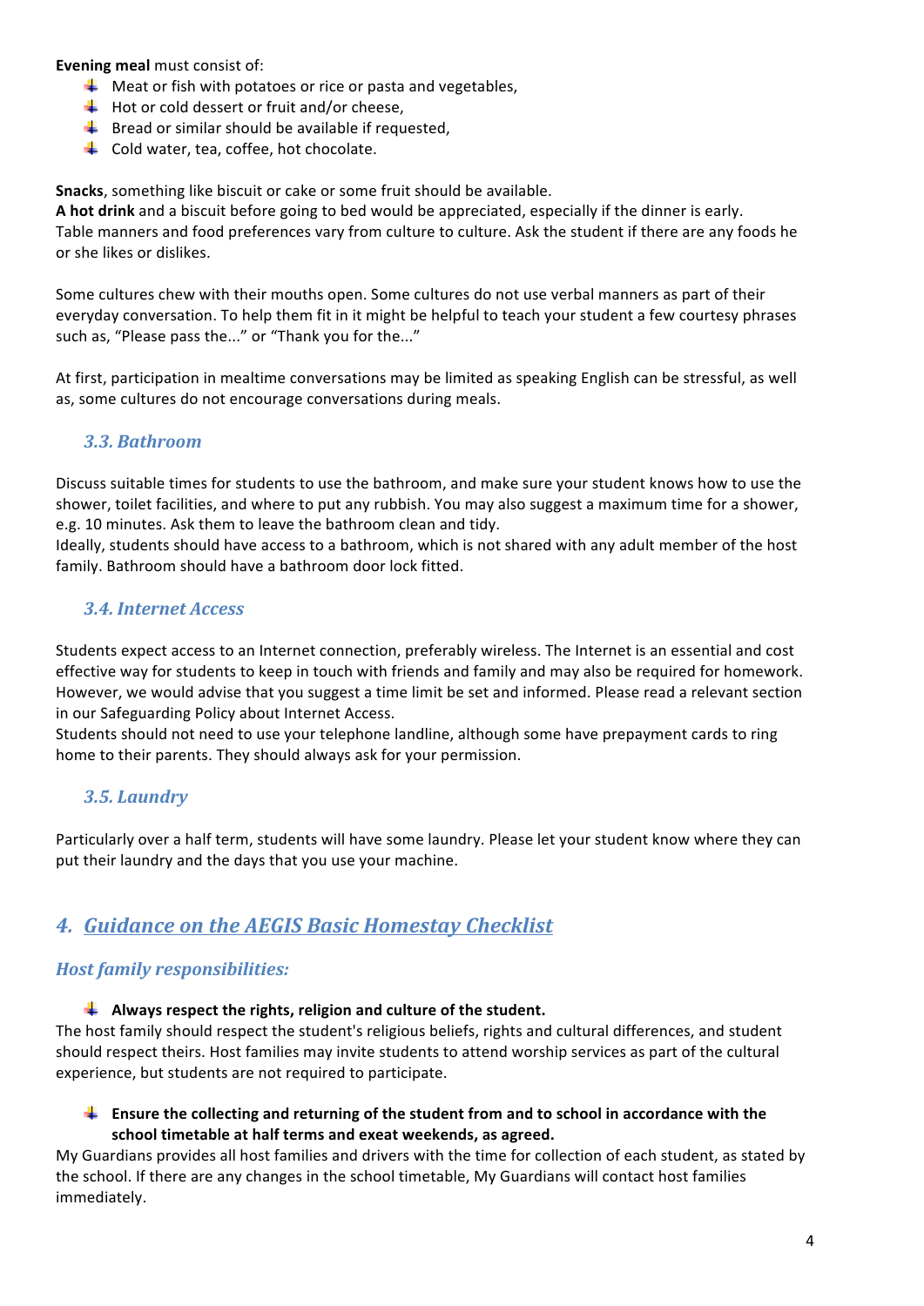**Evening meal** must consist of:

- Meat or fish with potatoes or rice or pasta and vegetables,
- Hot or cold dessert or fruit and/or cheese,
- Bread or similar should be available if requested,
- Cold water, tea, coffee, hot chocolate.

**Snacks**, something like biscuit or cake or some fruit should be available.
**A hot drink** and a biscuit before going to bed would be appreciated, especially if the dinner is early.
Table manners and food preferences vary from culture to culture. Ask the student if there are any foods he or she likes or dislikes.

Some cultures chew with their mouths open. Some cultures do not use verbal manners as part of their everyday conversation. To help them fit in it might be helpful to teach your student a few courtesy phrases such as, "Please pass the..." or "Thank you for the..."

At first, participation in mealtime conversations may be limited as speaking English can be stressful, as well as, some cultures do not encourage conversations during meals.

### *3.3. Bathroom*

Discuss suitable times for students to use the bathroom, and make sure your student knows how to use the shower, toilet facilities, and where to put any rubbish. You may also suggest a maximum time for a shower, e.g. 10 minutes. Ask them to leave the bathroom clean and tidy.
Ideally, students should have access to a bathroom, which is not shared with any adult member of the host family. Bathroom should have a bathroom door lock fitted.

### *3.4. Internet Access*

Students expect access to an Internet connection, preferably wireless. The Internet is an essential and cost effective way for students to keep in touch with friends and family and may also be required for homework. However, we would advise that you suggest a time limit be set and informed. Please read a relevant section in our Safeguarding Policy about Internet Access.
Students should not need to use your telephone landline, although some have prepayment cards to ring home to their parents. They should always ask for your permission.

### *3.5. Laundry*

Particularly over a half term, students will have some laundry. Please let your student know where they can put their laundry and the days that you use your machine.

## *4. Guidance on the AEGIS Basic Homestay Checklist*

### *Host family responsibilities:*

- **Always respect the rights, religion and culture of the student.**

The host family should respect the student's religious beliefs, rights and cultural differences, and student should respect theirs. Host families may invite students to attend worship services as part of the cultural experience, but students are not required to participate.

- **Ensure the collecting and returning of the student from and to school in accordance with the school timetable at half terms and exeat weekends, as agreed.**

My Guardians provides all host families and drivers with the time for collection of each student, as stated by the school. If there are any changes in the school timetable, My Guardians will contact host families immediately.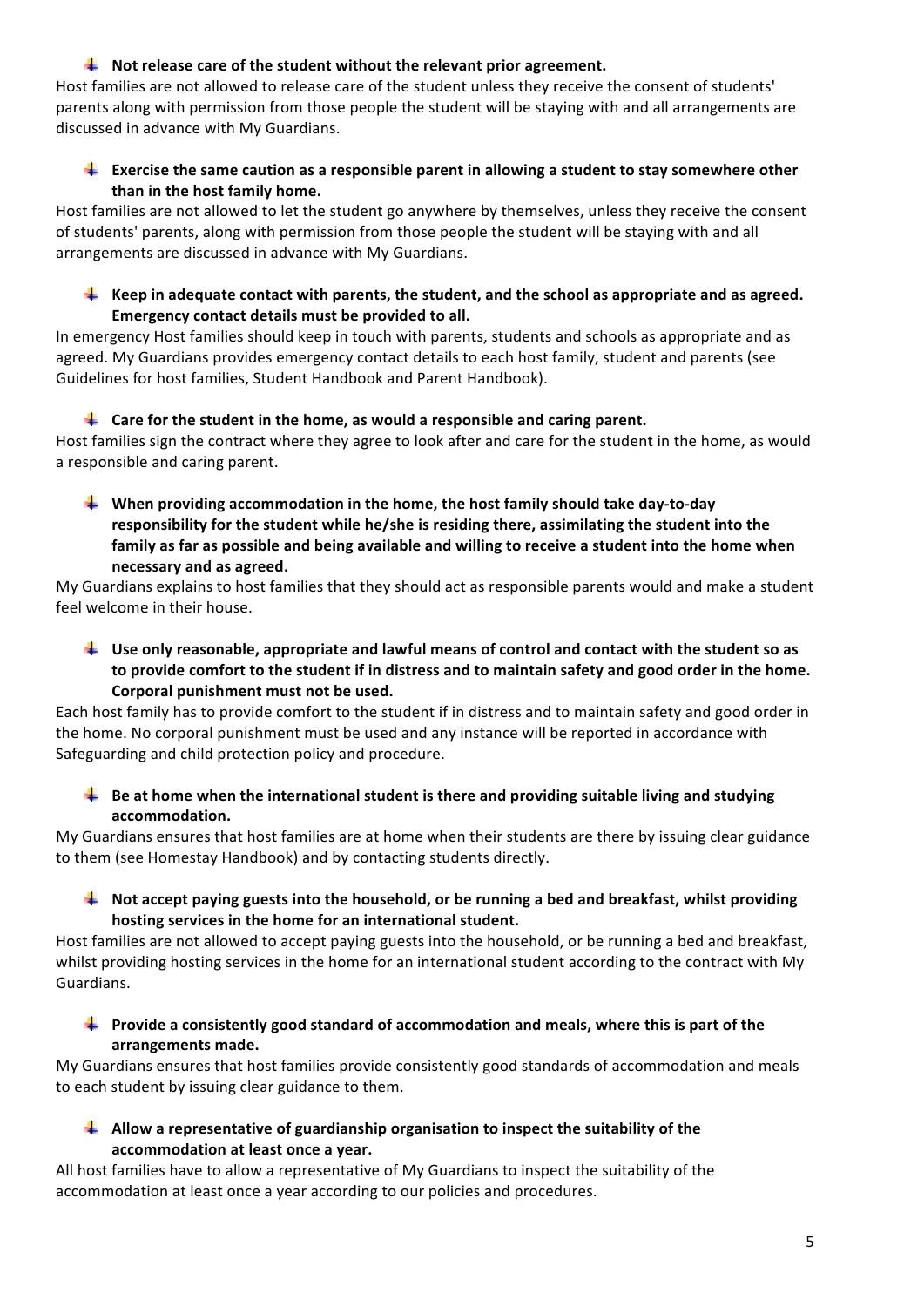- **Not release care of the student without the relevant prior agreement.**

Host families are not allowed to release care of the student unless they receive the consent of students' parents along with permission from those people the student will be staying with and all arrangements are discussed in advance with My Guardians.

- **Exercise the same caution as a responsible parent in allowing a student to stay somewhere other than in the host family home.**

Host families are not allowed to let the student go anywhere by themselves, unless they receive the consent of students' parents, along with permission from those people the student will be staying with and all arrangements are discussed in advance with My Guardians.

- **Keep in adequate contact with parents, the student, and the school as appropriate and as agreed. Emergency contact details must be provided to all.**

In emergency Host families should keep in touch with parents, students and schools as appropriate and as agreed. My Guardians provides emergency contact details to each host family, student and parents (see Guidelines for host families, Student Handbook and Parent Handbook).

- **Care for the student in the home, as would a responsible and caring parent.**

Host families sign the contract where they agree to look after and care for the student in the home, as would a responsible and caring parent.

- **When providing accommodation in the home, the host family should take day-to-day responsibility for the student while he/she is residing there, assimilating the student into the family as far as possible and being available and willing to receive a student into the home when necessary and as agreed.**

My Guardians explains to host families that they should act as responsible parents would and make a student feel welcome in their house.

- **Use only reasonable, appropriate and lawful means of control and contact with the student so as to provide comfort to the student if in distress and to maintain safety and good order in the home. Corporal punishment must not be used.**

Each host family has to provide comfort to the student if in distress and to maintain safety and good order in the home. No corporal punishment must be used and any instance will be reported in accordance with Safeguarding and child protection policy and procedure.

- **Be at home when the international student is there and providing suitable living and studying accommodation.**

My Guardians ensures that host families are at home when their students are there by issuing clear guidance to them (see Homestay Handbook) and by contacting students directly.

- **Not accept paying guests into the household, or be running a bed and breakfast, whilst providing hosting services in the home for an international student.**

Host families are not allowed to accept paying guests into the household, or be running a bed and breakfast, whilst providing hosting services in the home for an international student according to the contract with My Guardians.

- **Provide a consistently good standard of accommodation and meals, where this is part of the arrangements made.**

My Guardians ensures that host families provide consistently good standards of accommodation and meals to each student by issuing clear guidance to them.

- **Allow a representative of guardianship organisation to inspect the suitability of the accommodation at least once a year.**

All host families have to allow a representative of My Guardians to inspect the suitability of the accommodation at least once a year according to our policies and procedures.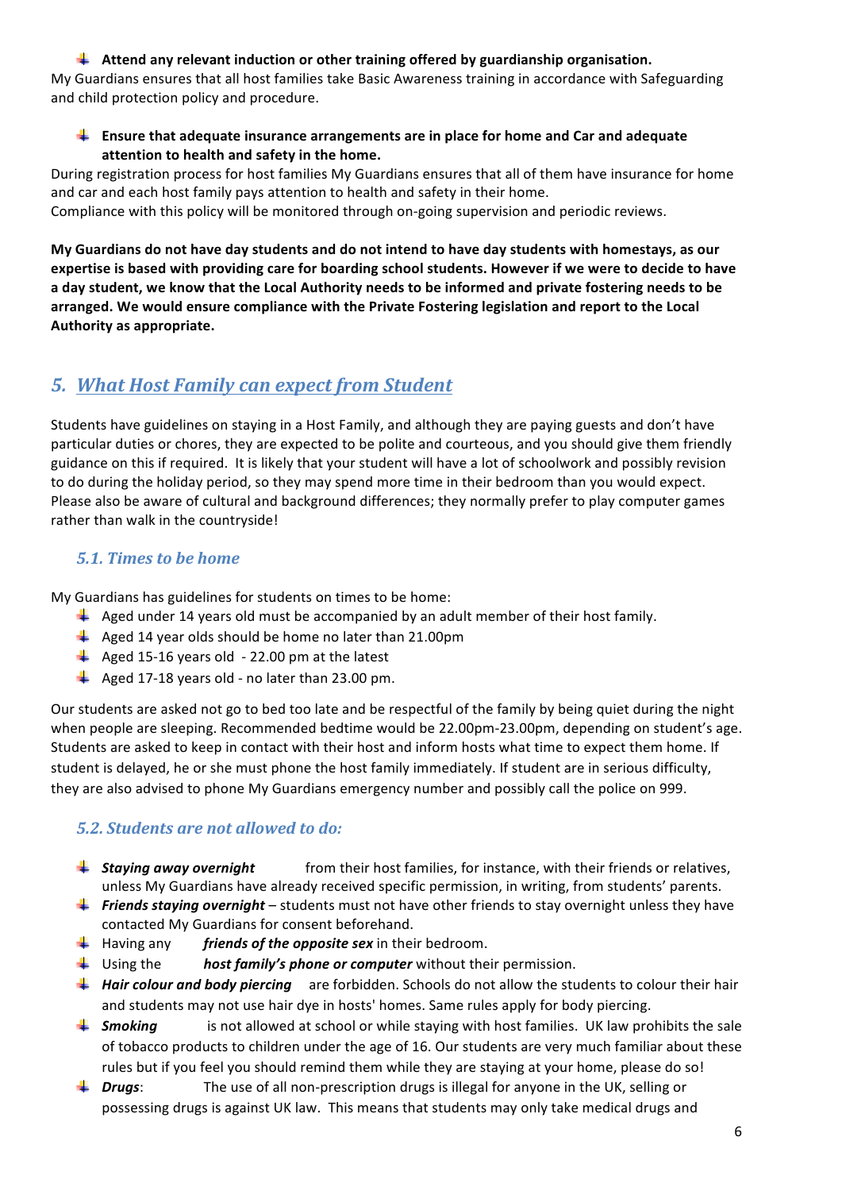- **Attend any relevant induction or other training offered by guardianship organisation.**

My Guardians ensures that all host families take Basic Awareness training in accordance with Safeguarding and child protection policy and procedure.

- **Ensure that adequate insurance arrangements are in place for home and Car and adequate attention to health and safety in the home.**

During registration process for host families My Guardians ensures that all of them have insurance for home and car and each host family pays attention to health and safety in their home.
Compliance with this policy will be monitored through on-going supervision and periodic reviews.

**My Guardians do not have day students and do not intend to have day students with homestays, as our expertise is based with providing care for boarding school students. However if we were to decide to have a day student, we know that the Local Authority needs to be informed and private fostering needs to be arranged. We would ensure compliance with the Private Fostering legislation and report to the Local Authority as appropriate.**

## 5. *What Host Family can expect from Student*

Students have guidelines on staying in a Host Family, and although they are paying guests and don't have particular duties or chores, they are expected to be polite and courteous, and you should give them friendly guidance on this if required. It is likely that your student will have a lot of schoolwork and possibly revision to do during the holiday period, so they may spend more time in their bedroom than you would expect. Please also be aware of cultural and background differences; they normally prefer to play computer games rather than walk in the countryside!

### *5.1. Times to be home*

My Guardians has guidelines for students on times to be home:

- Aged under 14 years old must be accompanied by an adult member of their host family.
- Aged 14 year olds should be home no later than 21.00pm
- Aged 15-16 years old - 22.00 pm at the latest
- Aged 17-18 years old - no later than 23.00 pm.

Our students are asked not go to bed too late and be respectful of the family by being quiet during the night when people are sleeping. Recommended bedtime would be 22.00pm-23.00pm, depending on student's age. Students are asked to keep in contact with their host and inform hosts what time to expect them home. If student is delayed, he or she must phone the host family immediately. If student are in serious difficulty, they are also advised to phone My Guardians emergency number and possibly call the police on 999.

### *5.2. Students are not allowed to do:*

- ***Staying away overnight*** from their host families, for instance, with their friends or relatives, unless My Guardians have already received specific permission, in writing, from students' parents.
- ***Friends staying overnight*** – students must not have other friends to stay overnight unless they have contacted My Guardians for consent beforehand.
- Having any ***friends of the opposite sex*** in their bedroom.
- Using the ***host family's phone or computer*** without their permission.
- ***Hair colour and body piercing*** are forbidden. Schools do not allow the students to colour their hair and students may not use hair dye in hosts' homes. Same rules apply for body piercing.
- ***Smoking*** is not allowed at school or while staying with host families. UK law prohibits the sale of tobacco products to children under the age of 16. Our students are very much familiar about these rules but if you feel you should remind them while they are staying at your home, please do so!
- ***Drugs***: The use of all non-prescription drugs is illegal for anyone in the UK, selling or possessing drugs is against UK law. This means that students may only take medical drugs and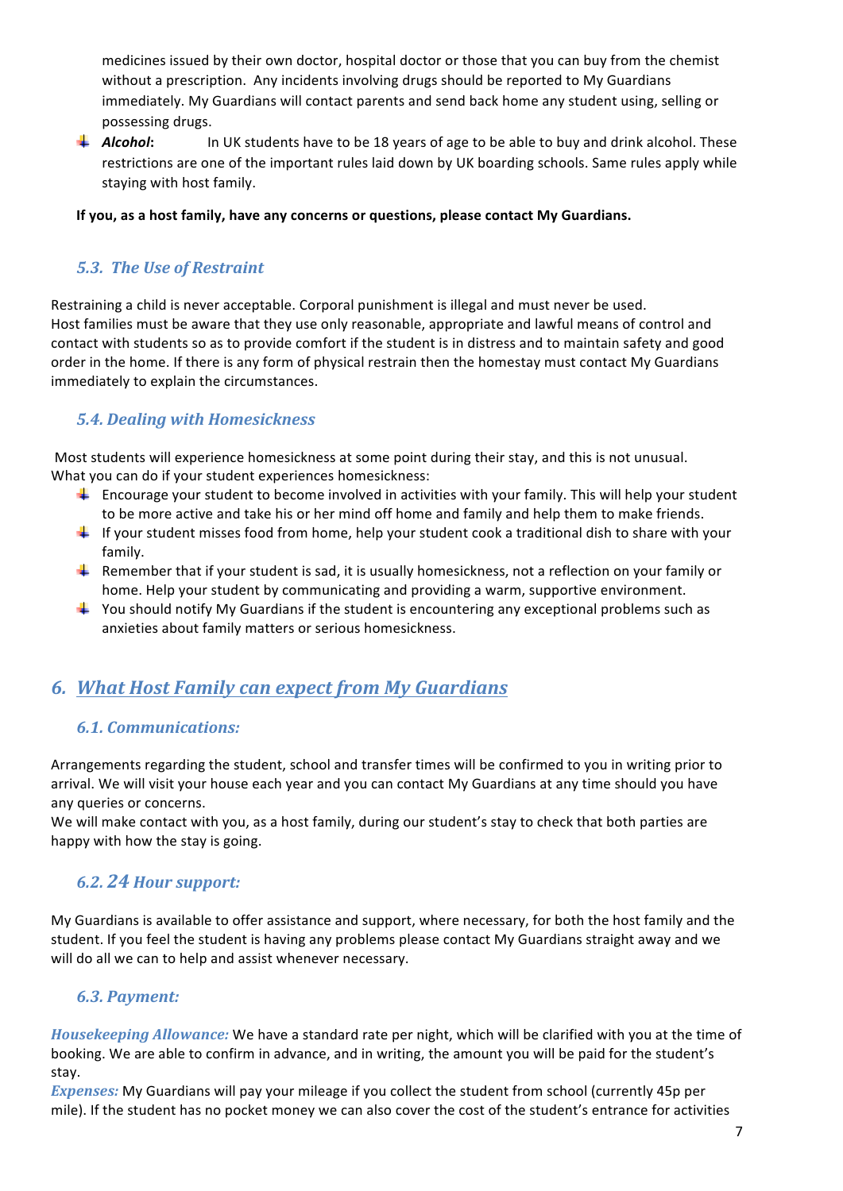medicines issued by their own doctor, hospital doctor or those that you can buy from the chemist without a prescription. Any incidents involving drugs should be reported to My Guardians immediately. My Guardians will contact parents and send back home any student using, selling or possessing drugs.

- ***Alcohol*:** In UK students have to be 18 years of age to be able to buy and drink alcohol. These restrictions are one of the important rules laid down by UK boarding schools. Same rules apply while staying with host family.

**If you, as a host family, have any concerns or questions, please contact My Guardians.**

### *5.3. The Use of Restraint*

Restraining a child is never acceptable. Corporal punishment is illegal and must never be used.
Host families must be aware that they use only reasonable, appropriate and lawful means of control and contact with students so as to provide comfort if the student is in distress and to maintain safety and good order in the home. If there is any form of physical restrain then the homestay must contact My Guardians immediately to explain the circumstances.

### *5.4. Dealing with Homesickness*

Most students will experience homesickness at some point during their stay, and this is not unusual.
What you can do if your student experiences homesickness:

- Encourage your student to become involved in activities with your family. This will help your student to be more active and take his or her mind off home and family and help them to make friends.
- If your student misses food from home, help your student cook a traditional dish to share with your family.
- Remember that if your student is sad, it is usually homesickness, not a reflection on your family or home. Help your student by communicating and providing a warm, supportive environment.
- You should notify My Guardians if the student is encountering any exceptional problems such as anxieties about family matters or serious homesickness.

## *6. What Host Family can expect from My Guardians*

### *6.1. Communications:*

Arrangements regarding the student, school and transfer times will be confirmed to you in writing prior to arrival. We will visit your house each year and you can contact My Guardians at any time should you have any queries or concerns.
We will make contact with you, as a host family, during our student's stay to check that both parties are happy with how the stay is going.

### *6.2. 24 Hour support:*

My Guardians is available to offer assistance and support, where necessary, for both the host family and the student. If you feel the student is having any problems please contact My Guardians straight away and we will do all we can to help and assist whenever necessary.

### *6.3. Payment:*

*Housekeeping Allowance:* We have a standard rate per night, which will be clarified with you at the time of booking. We are able to confirm in advance, and in writing, the amount you will be paid for the student's stay.

*Expenses:* My Guardians will pay your mileage if you collect the student from school (currently 45p per mile). If the student has no pocket money we can also cover the cost of the student's entrance for activities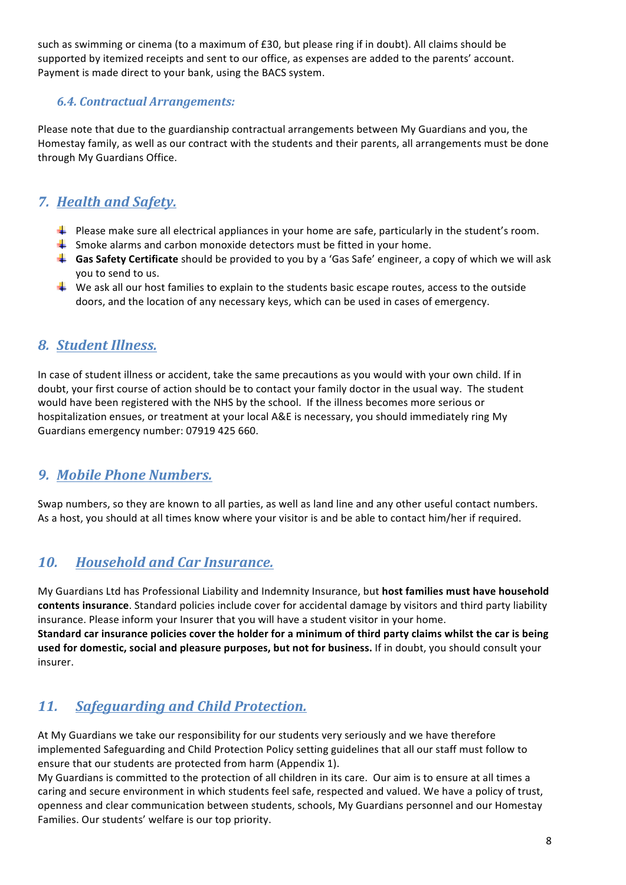such as swimming or cinema (to a maximum of £30, but please ring if in doubt). All claims should be supported by itemized receipts and sent to our office, as expenses are added to the parents' account. Payment is made direct to your bank, using the BACS system.

### *6.4. Contractual Arrangements:*

Please note that due to the guardianship contractual arrangements between My Guardians and you, the Homestay family, as well as our contract with the students and their parents, all arrangements must be done through My Guardians Office.

## *7. Health and Safety.*

- Please make sure all electrical appliances in your home are safe, particularly in the student's room.
- Smoke alarms and carbon monoxide detectors must be fitted in your home.
- **Gas Safety Certificate** should be provided to you by a 'Gas Safe' engineer, a copy of which we will ask you to send to us.
- We ask all our host families to explain to the students basic escape routes, access to the outside doors, and the location of any necessary keys, which can be used in cases of emergency.

## *8. Student Illness.*

In case of student illness or accident, take the same precautions as you would with your own child. If in doubt, your first course of action should be to contact your family doctor in the usual way. The student would have been registered with the NHS by the school. If the illness becomes more serious or hospitalization ensues, or treatment at your local A&E is necessary, you should immediately ring My Guardians emergency number: 07919 425 660.

## *9. Mobile Phone Numbers.*

Swap numbers, so they are known to all parties, as well as land line and any other useful contact numbers. As a host, you should at all times know where your visitor is and be able to contact him/her if required.

## *10. Household and Car Insurance.*

My Guardians Ltd has Professional Liability and Indemnity Insurance, but **host families must have household contents insurance**. Standard policies include cover for accidental damage by visitors and third party liability insurance. Please inform your Insurer that you will have a student visitor in your home.
**Standard car insurance policies cover the holder for a minimum of third party claims whilst the car is being used for domestic, social and pleasure purposes, but not for business.** If in doubt, you should consult your insurer.

## *11. Safeguarding and Child Protection.*

At My Guardians we take our responsibility for our students very seriously and we have therefore implemented Safeguarding and Child Protection Policy setting guidelines that all our staff must follow to ensure that our students are protected from harm (Appendix 1).
My Guardians is committed to the protection of all children in its care. Our aim is to ensure at all times a caring and secure environment in which students feel safe, respected and valued. We have a policy of trust, openness and clear communication between students, schools, My Guardians personnel and our Homestay Families. Our students' welfare is our top priority.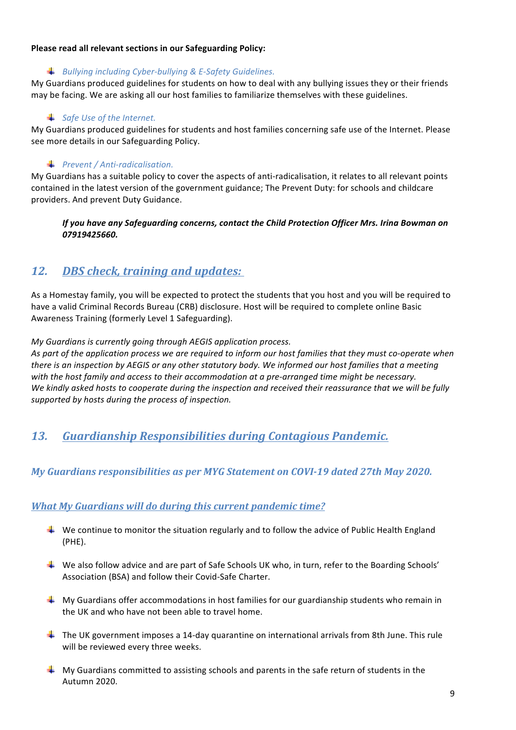**Please read all relevant sections in our Safeguarding Policy:**

- *Bullying including Cyber-bullying & E-Safety Guidelines.*

My Guardians produced guidelines for students on how to deal with any bullying issues they or their friends may be facing. We are asking all our host families to familiarize themselves with these guidelines.

- *Safe Use of the Internet.*

My Guardians produced guidelines for students and host families concerning safe use of the Internet. Please see more details in our Safeguarding Policy.

- *Prevent / Anti-radicalisation.*

My Guardians has a suitable policy to cover the aspects of anti-radicalisation, it relates to all relevant points contained in the latest version of the government guidance; The Prevent Duty: for schools and childcare providers. And prevent Duty Guidance.

> ***If you have any Safeguarding concerns, contact the Child Protection Officer Mrs. Irina Bowman on 07919425660.***

## 12. DBS check, training and updates:

As a Homestay family, you will be expected to protect the students that you host and you will be required to have a valid Criminal Records Bureau (CRB) disclosure. Host will be required to complete online Basic Awareness Training (formerly Level 1 Safeguarding).

*My Guardians is currently going through AEGIS application process.*
*As part of the application process we are required to inform our host families that they must co-operate when there is an inspection by AEGIS or any other statutory body. We informed our host families that a meeting with the host family and access to their accommodation at a pre-arranged time might be necessary.*
*We kindly asked hosts to cooperate during the inspection and received their reassurance that we will be fully supported by hosts during the process of inspection.*

## 13. Guardianship Responsibilities during Contagious Pandemic.

### My Guardians responsibilities as per MYG Statement on COVI-19 dated 27th May 2020.

### What My Guardians will do during this current pandemic time?

- We continue to monitor the situation regularly and to follow the advice of Public Health England (PHE).
- We also follow advice and are part of Safe Schools UK who, in turn, refer to the Boarding Schools' Association (BSA) and follow their Covid-Safe Charter.
- My Guardians offer accommodations in host families for our guardianship students who remain in the UK and who have not been able to travel home.
- The UK government imposes a 14-day quarantine on international arrivals from 8th June. This rule will be reviewed every three weeks.
- My Guardians committed to assisting schools and parents in the safe return of students in the Autumn 2020.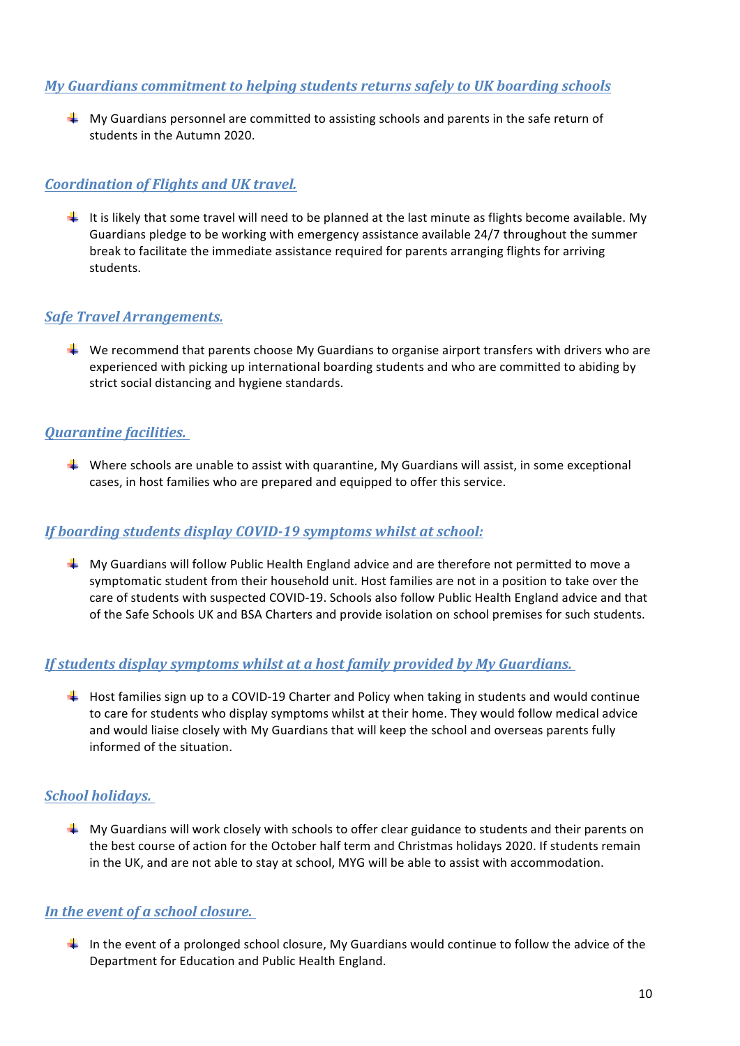### ***My Guardians commitment to helping students returns safely to UK boarding schools***

- My Guardians personnel are committed to assisting schools and parents in the safe return of students in the Autumn 2020.

### ***Coordination of Flights and UK travel.***

- It is likely that some travel will need to be planned at the last minute as flights become available. My Guardians pledge to be working with emergency assistance available 24/7 throughout the summer break to facilitate the immediate assistance required for parents arranging flights for arriving students.

### ***Safe Travel Arrangements.***

- We recommend that parents choose My Guardians to organise airport transfers with drivers who are experienced with picking up international boarding students and who are committed to abiding by strict social distancing and hygiene standards.

### ***Quarantine facilities.***

- Where schools are unable to assist with quarantine, My Guardians will assist, in some exceptional cases, in host families who are prepared and equipped to offer this service.

### ***If boarding students display COVID-19 symptoms whilst at school:***

- My Guardians will follow Public Health England advice and are therefore not permitted to move a symptomatic student from their household unit. Host families are not in a position to take over the care of students with suspected COVID-19. Schools also follow Public Health England advice and that of the Safe Schools UK and BSA Charters and provide isolation on school premises for such students.

### ***If students display symptoms whilst at a host family provided by My Guardians.***

- Host families sign up to a COVID-19 Charter and Policy when taking in students and would continue to care for students who display symptoms whilst at their home. They would follow medical advice and would liaise closely with My Guardians that will keep the school and overseas parents fully informed of the situation.

### ***School holidays.***

- My Guardians will work closely with schools to offer clear guidance to students and their parents on the best course of action for the October half term and Christmas holidays 2020. If students remain in the UK, and are not able to stay at school, MYG will be able to assist with accommodation.

### ***In the event of a school closure.***

- In the event of a prolonged school closure, My Guardians would continue to follow the advice of the Department for Education and Public Health England.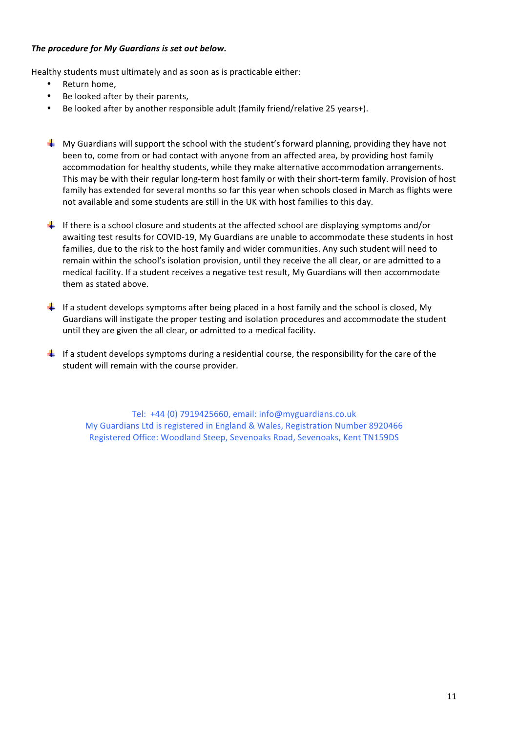***The procedure for My Guardians is set out below.***

Healthy students must ultimately and as soon as is practicable either:

- Return home,
- Be looked after by their parents,
- Be looked after by another responsible adult (family friend/relative 25 years+).

- My Guardians will support the school with the student's forward planning, providing they have not been to, come from or had contact with anyone from an affected area, by providing host family accommodation for healthy students, while they make alternative accommodation arrangements. This may be with their regular long-term host family or with their short-term family. Provision of host family has extended for several months so far this year when schools closed in March as flights were not available and some students are still in the UK with host families to this day.

- If there is a school closure and students at the affected school are displaying symptoms and/or awaiting test results for COVID-19, My Guardians are unable to accommodate these students in host families, due to the risk to the host family and wider communities. Any such student will need to remain within the school's isolation provision, until they receive the all clear, or are admitted to a medical facility. If a student receives a negative test result, My Guardians will then accommodate them as stated above.

- If a student develops symptoms after being placed in a host family and the school is closed, My Guardians will instigate the proper testing and isolation procedures and accommodate the student until they are given the all clear, or admitted to a medical facility.

- If a student develops symptoms during a residential course, the responsibility for the care of the student will remain with the course provider.

Tel: +44 (0) 7919425660, email: info@myguardians.co.uk
My Guardians Ltd is registered in England & Wales, Registration Number 8920466
Registered Office: Woodland Steep, Sevenoaks Road, Sevenoaks, Kent TN159DS